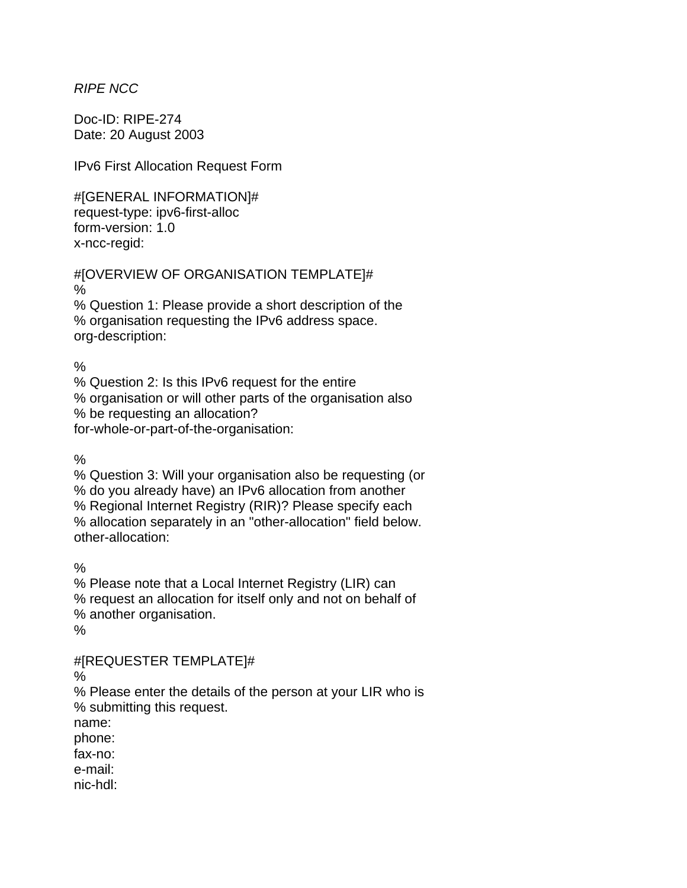*RIPE NCC*

Doc-ID: RIPE-274
Date: 20 August 2003

IPv6 First Allocation Request Form

```
#[GENERAL INFORMATION]#
request-type: ipv6-first-alloc
form-version: 1.0
x-ncc-regid:

#[OVERVIEW OF ORGANISATION TEMPLATE]#
%
% Question 1: Please provide a short description of the
% organisation requesting the IPv6 address space.
org-description:

%
% Question 2: Is this IPv6 request for the entire
% organisation or will other parts of the organisation also
% be requesting an allocation?
for-whole-or-part-of-the-organisation:

%
% Question 3: Will your organisation also be requesting (or
% do you already have) an IPv6 allocation from another
% Regional Internet Registry (RIR)? Please specify each
% allocation separately in an "other-allocation" field below.
other-allocation:

%
% Please note that a Local Internet Registry (LIR) can
% request an allocation for itself only and not on behalf of
% another organisation.
%

#[REQUESTER TEMPLATE]#
%
% Please enter the details of the person at your LIR who is
% submitting this request.
name:
phone:
fax-no:
e-mail:
nic-hdl:
```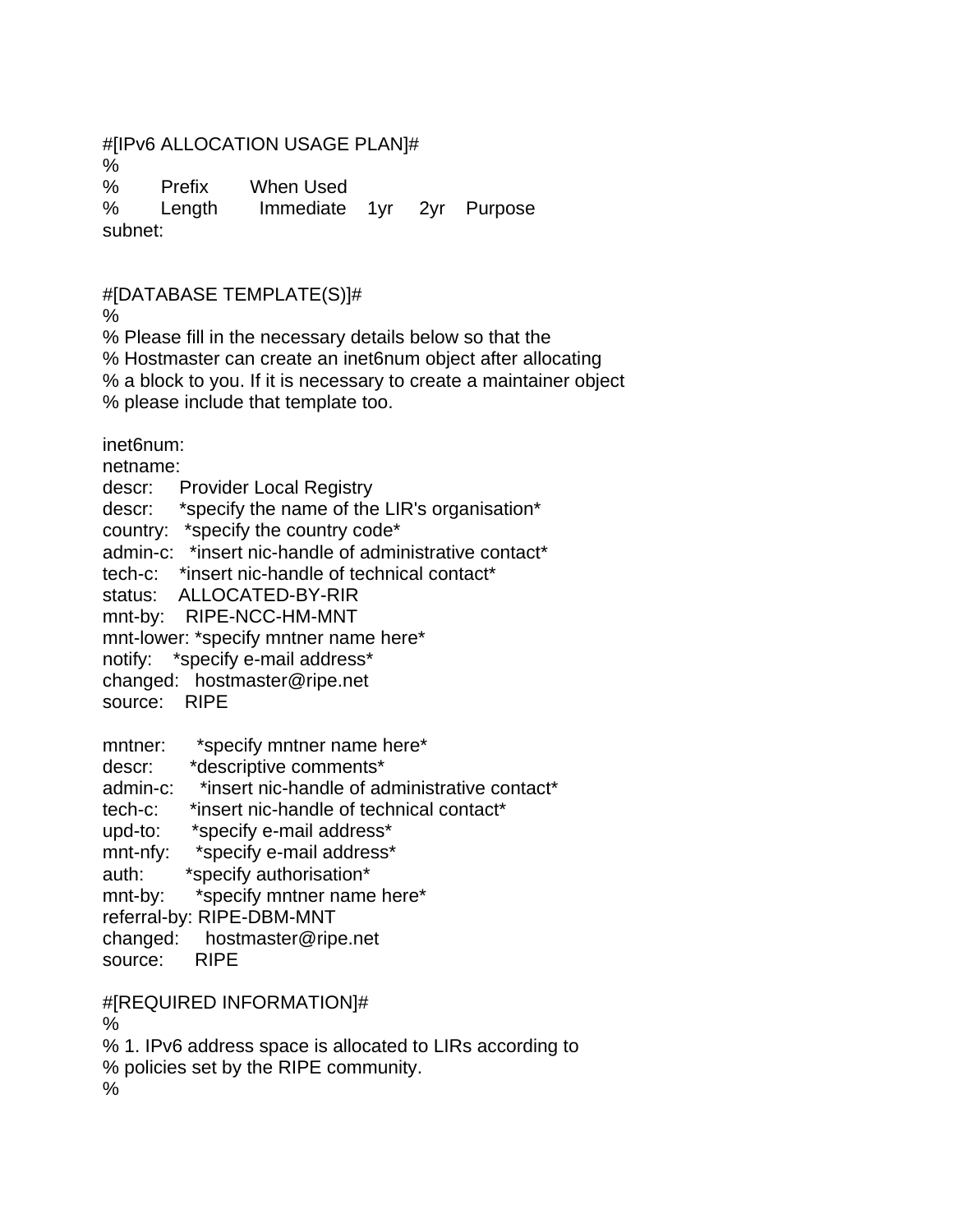#[IPv6 ALLOCATION USAGE PLAN]#
%
% Prefix When Used
% Length Immediate 1yr 2yr Purpose
subnet:

#[DATABASE TEMPLATE(S)]#
%
% Please fill in the necessary details below so that the
% Hostmaster can create an inet6num object after allocating
% a block to you. If it is necessary to create a maintainer object
% please include that template too.

inet6num:
netname:
descr: Provider Local Registry
descr: *specify the name of the LIR's organisation*
country: *specify the country code*
admin-c: *insert nic-handle of administrative contact*
tech-c: *insert nic-handle of technical contact*
status: ALLOCATED-BY-RIR
mnt-by: RIPE-NCC-HM-MNT
mnt-lower: *specify mntner name here*
notify: *specify e-mail address*
changed: hostmaster@ripe.net
source: RIPE

mntner: *specify mntner name here*
descr: *descriptive comments*
admin-c: *insert nic-handle of administrative contact*
tech-c: *insert nic-handle of technical contact*
upd-to: *specify e-mail address*
mnt-nfy: *specify e-mail address*
auth: *specify authorisation*
mnt-by: *specify mntner name here*
referral-by: RIPE-DBM-MNT
changed: hostmaster@ripe.net
source: RIPE

#[REQUIRED INFORMATION]#
%
% 1. IPv6 address space is allocated to LIRs according to
% policies set by the RIPE community.
%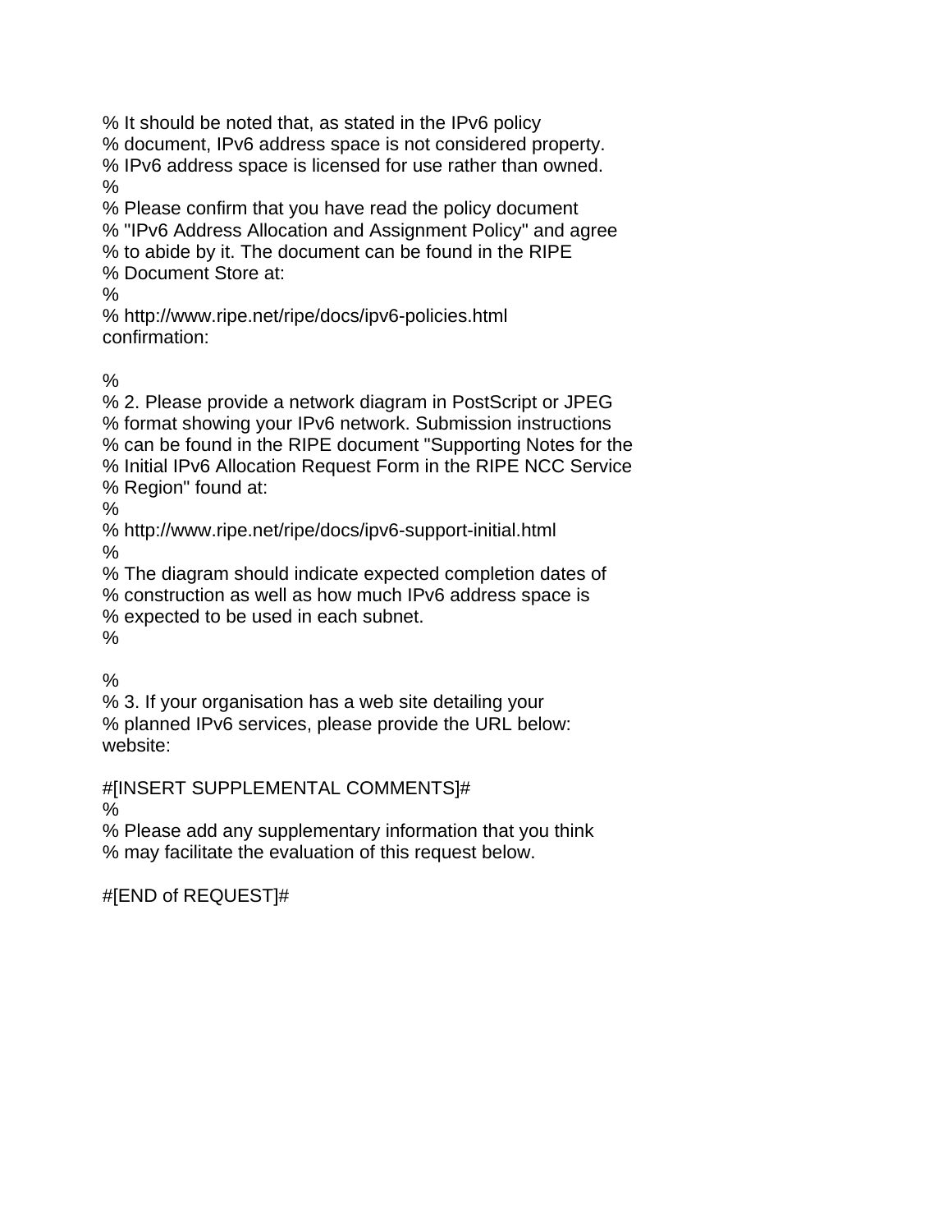% It should be noted that, as stated in the IPv6 policy
% document, IPv6 address space is not considered property.
% IPv6 address space is licensed for use rather than owned.
%
% Please confirm that you have read the policy document
% "IPv6 Address Allocation and Assignment Policy" and agree
% to abide by it. The document can be found in the RIPE
% Document Store at:
%
% http://www.ripe.net/ripe/docs/ipv6-policies.html
confirmation:

%
% 2. Please provide a network diagram in PostScript or JPEG
% format showing your IPv6 network. Submission instructions
% can be found in the RIPE document "Supporting Notes for the
% Initial IPv6 Allocation Request Form in the RIPE NCC Service
% Region" found at:
%
% http://www.ripe.net/ripe/docs/ipv6-support-initial.html
%
% The diagram should indicate expected completion dates of
% construction as well as how much IPv6 address space is
% expected to be used in each subnet.
%

%
% 3. If your organisation has a web site detailing your
% planned IPv6 services, please provide the URL below:
website:

#[INSERT SUPPLEMENTAL COMMENTS]#
%
% Please add any supplementary information that you think
% may facilitate the evaluation of this request below.

#[END of REQUEST]#